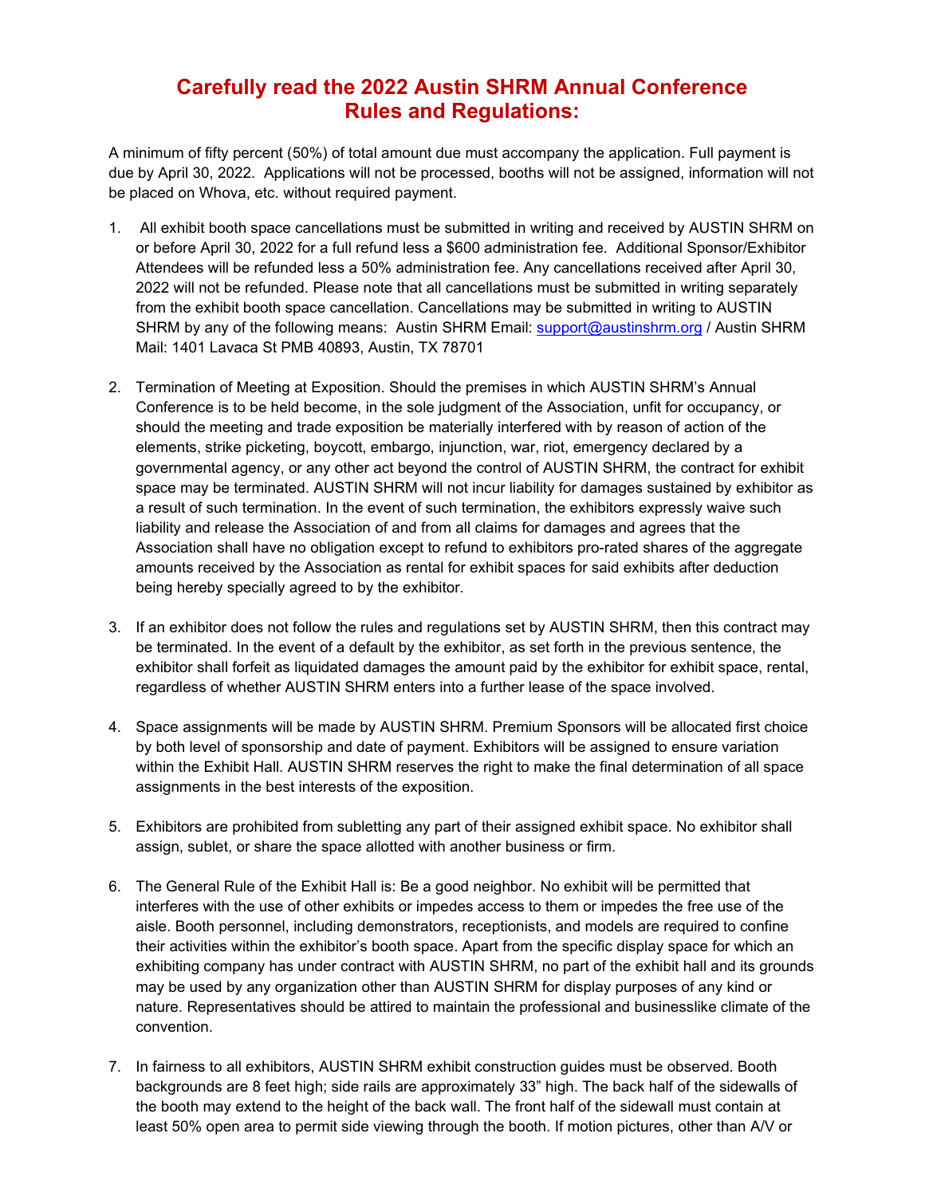# Carefully read the 2022 Austin SHRM Annual Conference Rules and Regulations:

A minimum of fifty percent (50%) of total amount due must accompany the application. Full payment is due by April 30, 2022. Applications will not be processed, booths will not be assigned, information will not be placed on Whova, etc. without required payment.

1. All exhibit booth space cancellations must be submitted in writing and received by AUSTIN SHRM on or before April 30, 2022 for a full refund less a $600 administration fee. Additional Sponsor/Exhibitor Attendees will be refunded less a 50% administration fee. Any cancellations received after April 30, 2022 will not be refunded. Please note that all cancellations must be submitted in writing separately from the exhibit booth space cancellation. Cancellations may be submitted in writing to AUSTIN SHRM by any of the following means: Austin SHRM Email: support@austinshrm.org / Austin SHRM Mail: 1401 Lavaca St PMB 40893, Austin, TX 78701

2. Termination of Meeting at Exposition. Should the premises in which AUSTIN SHRM's Annual Conference is to be held become, in the sole judgment of the Association, unfit for occupancy, or should the meeting and trade exposition be materially interfered with by reason of action of the elements, strike picketing, boycott, embargo, injunction, war, riot, emergency declared by a governmental agency, or any other act beyond the control of AUSTIN SHRM, the contract for exhibit space may be terminated. AUSTIN SHRM will not incur liability for damages sustained by exhibitor as a result of such termination. In the event of such termination, the exhibitors expressly waive such liability and release the Association of and from all claims for damages and agrees that the Association shall have no obligation except to refund to exhibitors pro-rated shares of the aggregate amounts received by the Association as rental for exhibit spaces for said exhibits after deduction being hereby specially agreed to by the exhibitor.

3. If an exhibitor does not follow the rules and regulations set by AUSTIN SHRM, then this contract may be terminated. In the event of a default by the exhibitor, as set forth in the previous sentence, the exhibitor shall forfeit as liquidated damages the amount paid by the exhibitor for exhibit space, rental, regardless of whether AUSTIN SHRM enters into a further lease of the space involved.

4. Space assignments will be made by AUSTIN SHRM. Premium Sponsors will be allocated first choice by both level of sponsorship and date of payment. Exhibitors will be assigned to ensure variation within the Exhibit Hall. AUSTIN SHRM reserves the right to make the final determination of all space assignments in the best interests of the exposition.

5. Exhibitors are prohibited from subletting any part of their assigned exhibit space. No exhibitor shall assign, sublet, or share the space allotted with another business or firm.

6. The General Rule of the Exhibit Hall is: Be a good neighbor. No exhibit will be permitted that interferes with the use of other exhibits or impedes access to them or impedes the free use of the aisle. Booth personnel, including demonstrators, receptionists, and models are required to confine their activities within the exhibitor's booth space. Apart from the specific display space for which an exhibiting company has under contract with AUSTIN SHRM, no part of the exhibit hall and its grounds may be used by any organization other than AUSTIN SHRM for display purposes of any kind or nature. Representatives should be attired to maintain the professional and businesslike climate of the convention.

7. In fairness to all exhibitors, AUSTIN SHRM exhibit construction guides must be observed. Booth backgrounds are 8 feet high; side rails are approximately 33" high. The back half of the sidewalls of the booth may extend to the height of the back wall. The front half of the sidewall must contain at least 50% open area to permit side viewing through the booth. If motion pictures, other than A/V or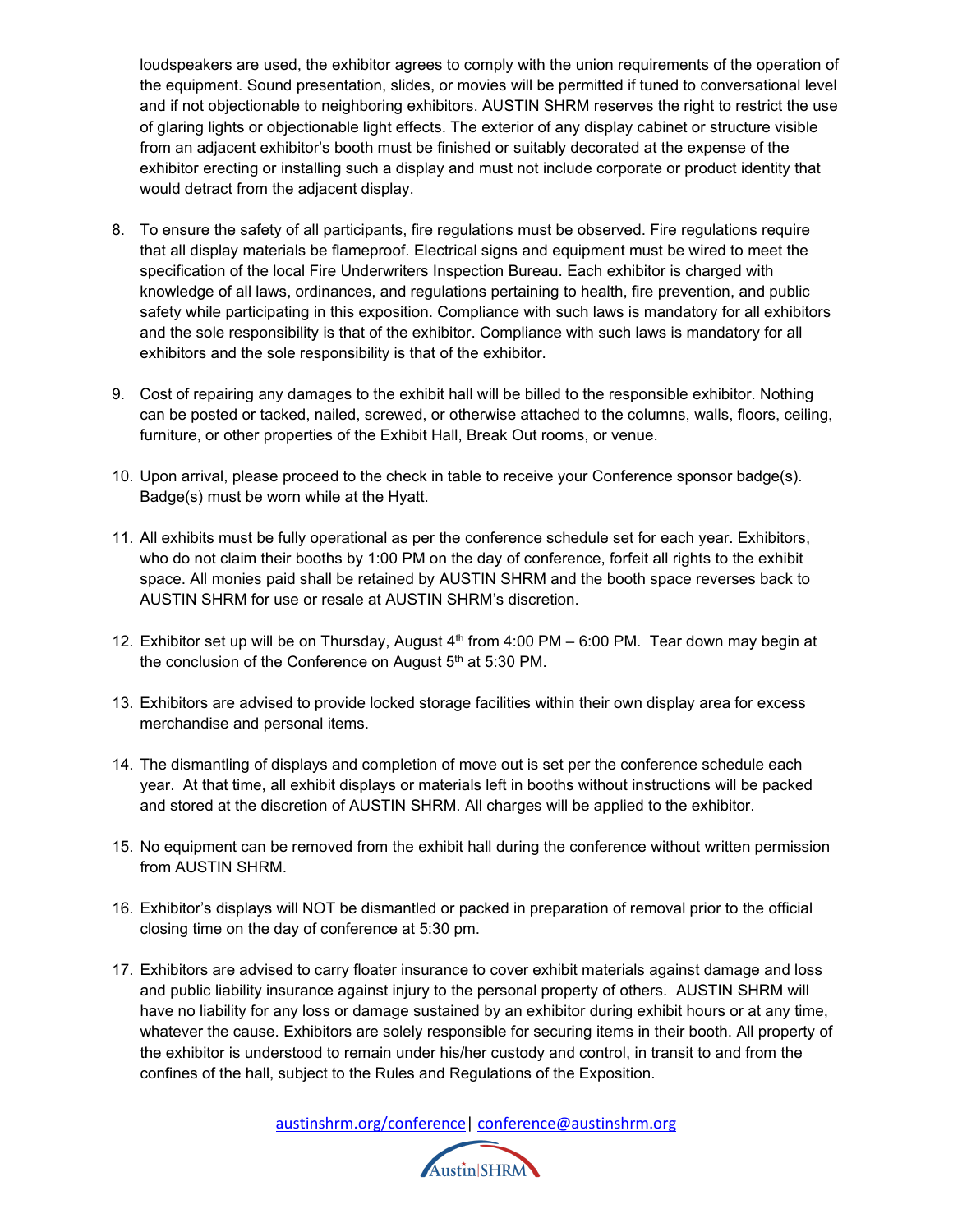loudspeakers are used, the exhibitor agrees to comply with the union requirements of the operation of the equipment. Sound presentation, slides, or movies will be permitted if tuned to conversational level and if not objectionable to neighboring exhibitors. AUSTIN SHRM reserves the right to restrict the use of glaring lights or objectionable light effects. The exterior of any display cabinet or structure visible from an adjacent exhibitor's booth must be finished or suitably decorated at the expense of the exhibitor erecting or installing such a display and must not include corporate or product identity that would detract from the adjacent display.

8. To ensure the safety of all participants, fire regulations must be observed. Fire regulations require that all display materials be flameproof. Electrical signs and equipment must be wired to meet the specification of the local Fire Underwriters Inspection Bureau. Each exhibitor is charged with knowledge of all laws, ordinances, and regulations pertaining to health, fire prevention, and public safety while participating in this exposition. Compliance with such laws is mandatory for all exhibitors and the sole responsibility is that of the exhibitor. Compliance with such laws is mandatory for all exhibitors and the sole responsibility is that of the exhibitor.

9. Cost of repairing any damages to the exhibit hall will be billed to the responsible exhibitor. Nothing can be posted or tacked, nailed, screwed, or otherwise attached to the columns, walls, floors, ceiling, furniture, or other properties of the Exhibit Hall, Break Out rooms, or venue.

10. Upon arrival, please proceed to the check in table to receive your Conference sponsor badge(s). Badge(s) must be worn while at the Hyatt.

11. All exhibits must be fully operational as per the conference schedule set for each year. Exhibitors, who do not claim their booths by 1:00 PM on the day of conference, forfeit all rights to the exhibit space. All monies paid shall be retained by AUSTIN SHRM and the booth space reverses back to AUSTIN SHRM for use or resale at AUSTIN SHRM's discretion.

12. Exhibitor set up will be on Thursday, August 4th from 4:00 PM – 6:00 PM. Tear down may begin at the conclusion of the Conference on August 5th at 5:30 PM.

13. Exhibitors are advised to provide locked storage facilities within their own display area for excess merchandise and personal items.

14. The dismantling of displays and completion of move out is set per the conference schedule each year. At that time, all exhibit displays or materials left in booths without instructions will be packed and stored at the discretion of AUSTIN SHRM. All charges will be applied to the exhibitor.

15. No equipment can be removed from the exhibit hall during the conference without written permission from AUSTIN SHRM.

16. Exhibitor's displays will NOT be dismantled or packed in preparation of removal prior to the official closing time on the day of conference at 5:30 pm.

17. Exhibitors are advised to carry floater insurance to cover exhibit materials against damage and loss and public liability insurance against injury to the personal property of others. AUSTIN SHRM will have no liability for any loss or damage sustained by an exhibitor during exhibit hours or at any time, whatever the cause. Exhibitors are solely responsible for securing items in their booth. All property of the exhibitor is understood to remain under his/her custody and control, in transit to and from the confines of the hall, subject to the Rules and Regulations of the Exposition.

austinshrm.org/conference | conference@austinshrm.org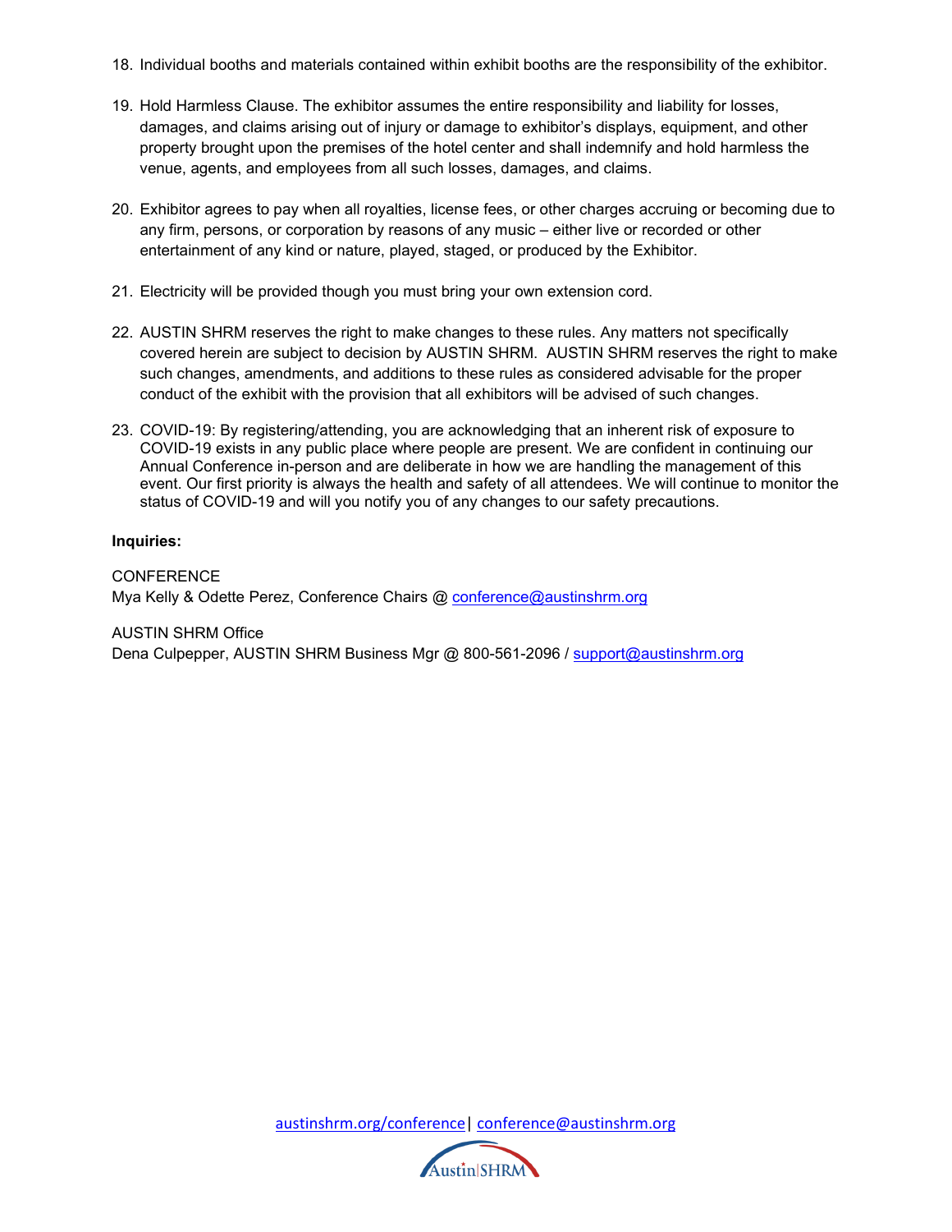18. Individual booths and materials contained within exhibit booths are the responsibility of the exhibitor.

19. Hold Harmless Clause. The exhibitor assumes the entire responsibility and liability for losses, damages, and claims arising out of injury or damage to exhibitor's displays, equipment, and other property brought upon the premises of the hotel center and shall indemnify and hold harmless the venue, agents, and employees from all such losses, damages, and claims.

20. Exhibitor agrees to pay when all royalties, license fees, or other charges accruing or becoming due to any firm, persons, or corporation by reasons of any music – either live or recorded or other entertainment of any kind or nature, played, staged, or produced by the Exhibitor.

21. Electricity will be provided though you must bring your own extension cord.

22. AUSTIN SHRM reserves the right to make changes to these rules. Any matters not specifically covered herein are subject to decision by AUSTIN SHRM. AUSTIN SHRM reserves the right to make such changes, amendments, and additions to these rules as considered advisable for the proper conduct of the exhibit with the provision that all exhibitors will be advised of such changes.

23. COVID-19: By registering/attending, you are acknowledging that an inherent risk of exposure to COVID-19 exists in any public place where people are present. We are confident in continuing our Annual Conference in-person and are deliberate in how we are handling the management of this event. Our first priority is always the health and safety of all attendees. We will continue to monitor the status of COVID-19 and will you notify you of any changes to our safety precautions.

**Inquiries:**

CONFERENCE
Mya Kelly & Odette Perez, Conference Chairs @ conference@austinshrm.org

AUSTIN SHRM Office
Dena Culpepper, AUSTIN SHRM Business Mgr @ 800-561-2096 / support@austinshrm.org

austinshrm.org/conference | conference@austinshrm.org

Austin|SHRM